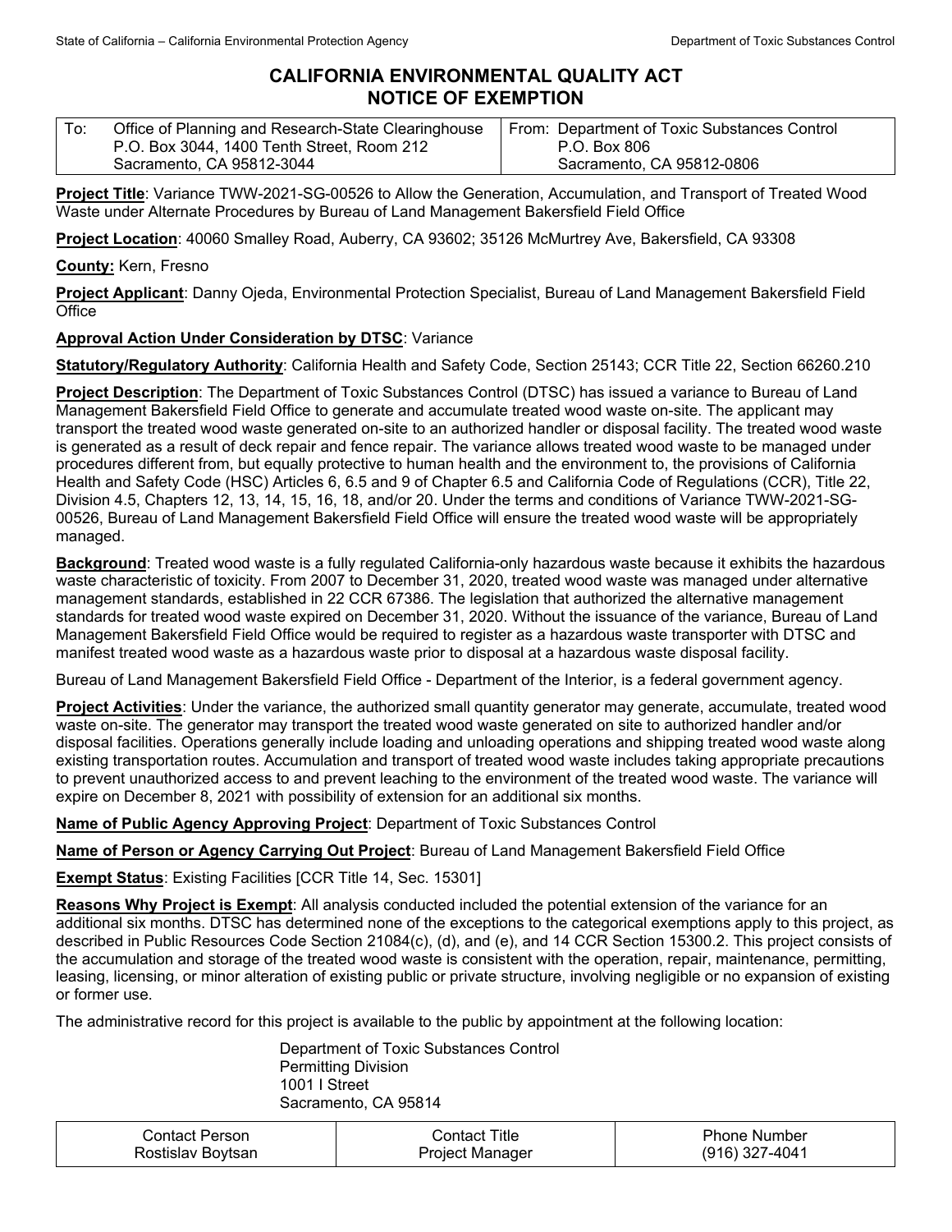# CALIFORNIA ENVIRONMENTAL QUALITY ACT
## NOTICE OF EXEMPTION

| To: Office of Planning and Research-State Clearinghouse P.O. Box 3044, 1400 Tenth Street, Room 212 Sacramento, CA 95812-3044 | From: Department of Toxic Substances Control P.O. Box 806 Sacramento, CA 95812-0806 |
|---|---|

**Project Title**: Variance TWW-2021-SG-00526 to Allow the Generation, Accumulation, and Transport of Treated Wood Waste under Alternate Procedures by Bureau of Land Management Bakersfield Field Office

**Project Location**: 40060 Smalley Road, Auberry, CA 93602; 35126 McMurtrey Ave, Bakersfield, CA 93308

**County:** Kern, Fresno

**Project Applicant**: Danny Ojeda, Environmental Protection Specialist, Bureau of Land Management Bakersfield Field Office

**Approval Action Under Consideration by DTSC**: Variance

**Statutory/Regulatory Authority**: California Health and Safety Code, Section 25143; CCR Title 22, Section 66260.210

**Project Description**: The Department of Toxic Substances Control (DTSC) has issued a variance to Bureau of Land Management Bakersfield Field Office to generate and accumulate treated wood waste on-site. The applicant may transport the treated wood waste generated on-site to an authorized handler or disposal facility. The treated wood waste is generated as a result of deck repair and fence repair. The variance allows treated wood waste to be managed under procedures different from, but equally protective to human health and the environment to, the provisions of California Health and Safety Code (HSC) Articles 6, 6.5 and 9 of Chapter 6.5 and California Code of Regulations (CCR), Title 22, Division 4.5, Chapters 12, 13, 14, 15, 16, 18, and/or 20. Under the terms and conditions of Variance TWW-2021-SG-00526, Bureau of Land Management Bakersfield Field Office will ensure the treated wood waste will be appropriately managed.

**Background**: Treated wood waste is a fully regulated California-only hazardous waste because it exhibits the hazardous waste characteristic of toxicity. From 2007 to December 31, 2020, treated wood waste was managed under alternative management standards, established in 22 CCR 67386. The legislation that authorized the alternative management standards for treated wood waste expired on December 31, 2020. Without the issuance of the variance, Bureau of Land Management Bakersfield Field Office would be required to register as a hazardous waste transporter with DTSC and manifest treated wood waste as a hazardous waste prior to disposal at a hazardous waste disposal facility.

Bureau of Land Management Bakersfield Field Office - Department of the Interior, is a federal government agency.

**Project Activities**: Under the variance, the authorized small quantity generator may generate, accumulate, treated wood waste on-site. The generator may transport the treated wood waste generated on site to authorized handler and/or disposal facilities. Operations generally include loading and unloading operations and shipping treated wood waste along existing transportation routes. Accumulation and transport of treated wood waste includes taking appropriate precautions to prevent unauthorized access to and prevent leaching to the environment of the treated wood waste. The variance will expire on December 8, 2021 with possibility of extension for an additional six months.

**Name of Public Agency Approving Project**: Department of Toxic Substances Control

**Name of Person or Agency Carrying Out Project**: Bureau of Land Management Bakersfield Field Office

**Exempt Status**: Existing Facilities [CCR Title 14, Sec. 15301]

**Reasons Why Project is Exempt**: All analysis conducted included the potential extension of the variance for an additional six months. DTSC has determined none of the exceptions to the categorical exemptions apply to this project, as described in Public Resources Code Section 21084(c), (d), and (e), and 14 CCR Section 15300.2. This project consists of the accumulation and storage of the treated wood waste is consistent with the operation, repair, maintenance, permitting, leasing, licensing, or minor alteration of existing public or private structure, involving negligible or no expansion of existing or former use.

The administrative record for this project is available to the public by appointment at the following location:

Department of Toxic Substances Control
Permitting Division
1001 I Street
Sacramento, CA 95814

| Contact Person | Contact Title | Phone Number |
|---|---|---|
| Rostislav Boytsan | Project Manager | (916) 327-4041 |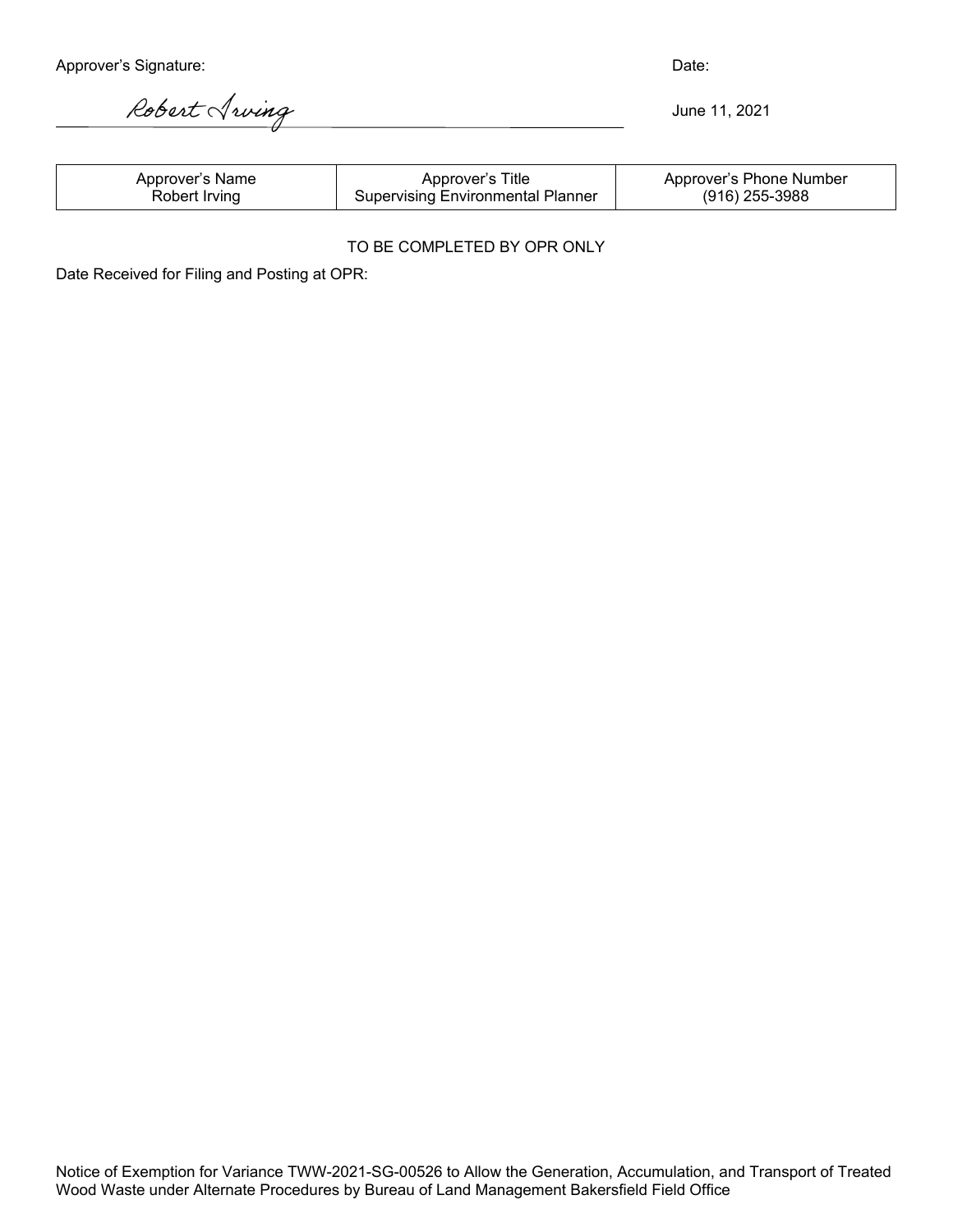Approver's Signature: Robert Irving

Date: June 11, 2021

| Approver's Name | Approver's Title | Approver's Phone Number |
| --- | --- | --- |
| Robert Irving | Supervising Environmental Planner | (916) 255-3988 |

TO BE COMPLETED BY OPR ONLY

Date Received for Filing and Posting at OPR: